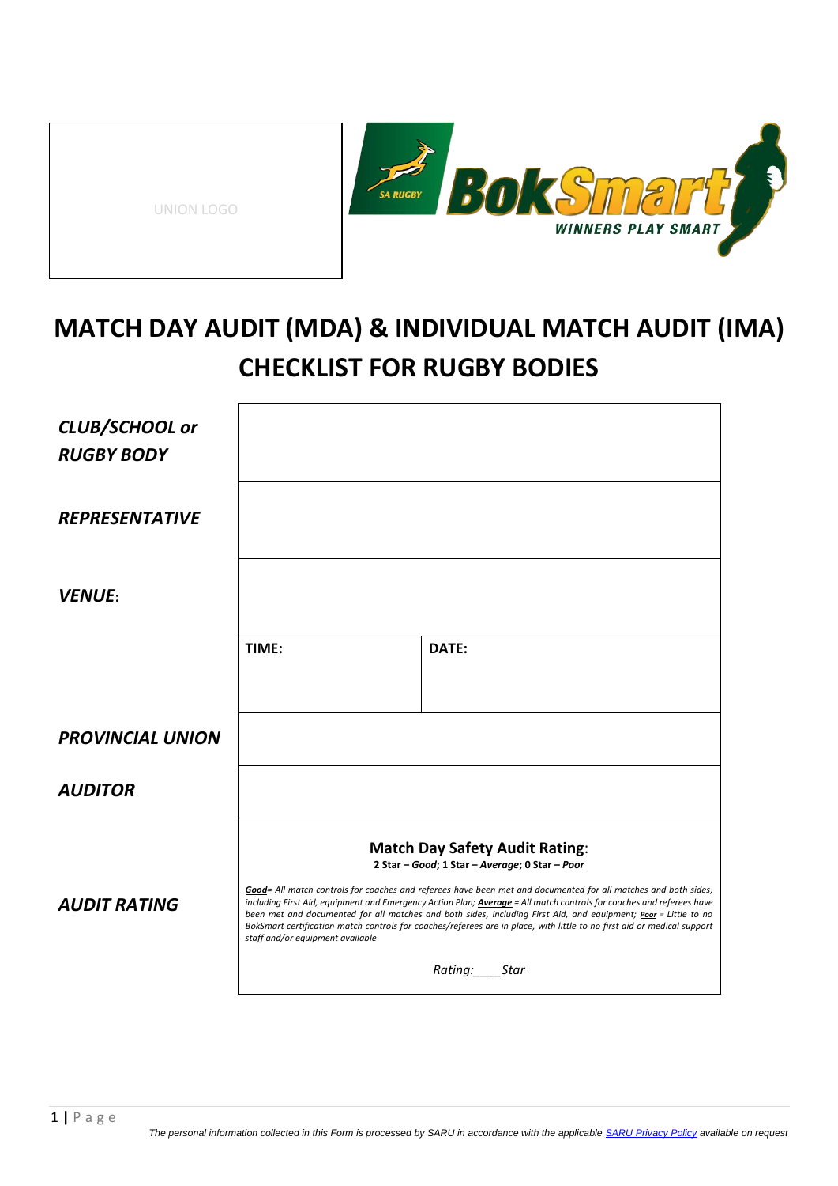UNION LOGO

# MATCH DAY AUDIT (MDA) & INDIVIDUAL MATCH AUDIT (IMA) CHECKLIST FOR RUGBY BODIES

| | | |
|---|---|---|
| ***CLUB/SCHOOL or RUGBY BODY*** | | |
| ***REPRESENTATIVE*** | | |
| ***VENUE*:** | | |
| | **TIME:** | **DATE:** |
| ***PROVINCIAL UNION*** | | |
| ***AUDITOR*** | | |
| ***AUDIT RATING*** | **Match Day Safety Audit Rating**:<br>**2 Star – *Good*; 1 Star – *Average*; 0 Star – *Poor***<br><br>***Good***= *All match controls for coaches and referees have been met and documented for all matches and both sides, including First Aid, equipment and Emergency Action Plan;* ***Average*** *= All match controls for coaches and referees have been met and documented for all matches and both sides, including First Aid, and equipment;* ***Poor*** *= Little to no BokSmart certification match controls for coaches/referees are in place, with little to no first aid or medical support staff and/or equipment available*<br><br>*Rating:____Star* | |

*The personal information collected in this Form is processed by SARU in accordance with the applicable SARU Privacy Policy available on request*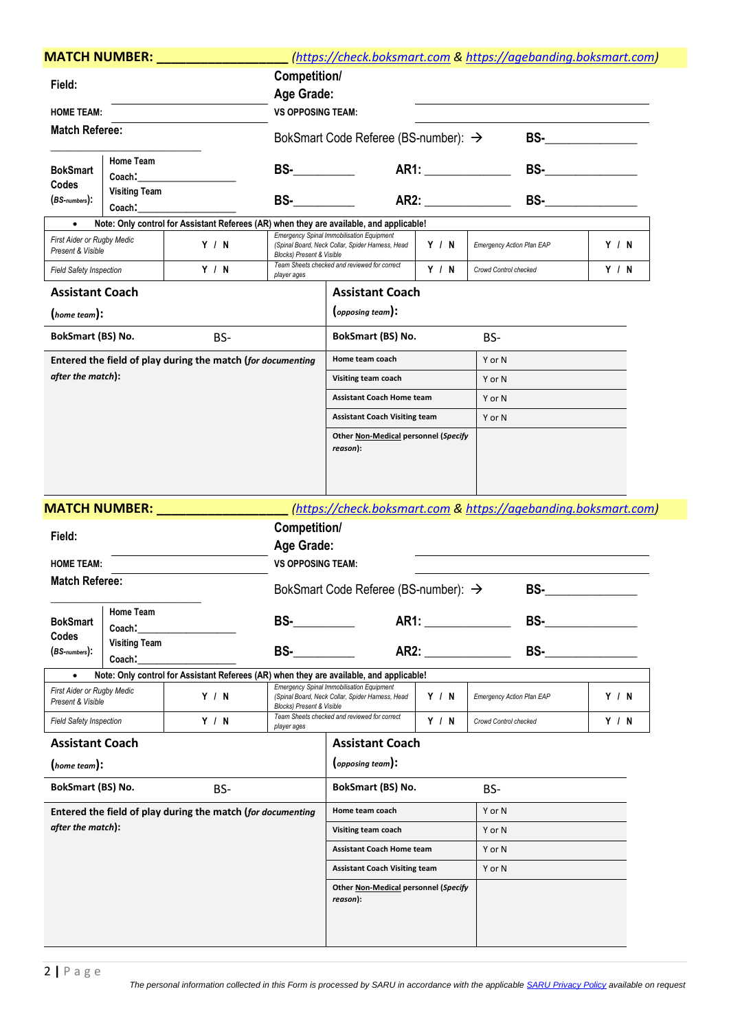**MATCH NUMBER: \_\_\_\_\_\_\_\_\_\_\_\_\_\_\_\_\_\_** *(https://check.boksmart.com & https://agebanding.boksmart.com)*

| | | | |
|---|---|---|---|
| **Field:** | | **Competition/ Age Grade:** | |
| **HOME TEAM:** | \_\_\_\_\_\_\_\_\_\_\_\_\_\_\_\_\_\_\_\_ | **VS OPPOSING TEAM:** | \_\_\_\_\_\_\_\_\_\_\_\_\_\_\_\_\_\_\_\_ |
| **Match Referee:** \_\_\_\_\_\_\_\_\_\_\_\_\_\_\_\_\_\_\_\_ | | BokSmart Code Referee (BS-number): → | **BS-**\_\_\_\_\_\_\_\_\_\_\_\_\_\_ |

| | | | | |
|---|---|---|---|---|
| **BokSmart Codes** (*BS-numbers*): | **Home Team Coach:**\_\_\_\_\_\_\_\_\_\_\_\_\_\_\_\_\_\_ | **BS-**\_\_\_\_\_\_\_\_\_\_ | **AR1:** \_\_\_\_\_\_\_\_\_\_\_\_\_\_ | **BS-**\_\_\_\_\_\_\_\_\_\_\_\_\_\_ |
| | **Visiting Team Coach:**\_\_\_\_\_\_\_\_\_\_\_\_\_\_\_\_\_\_ | **BS-**\_\_\_\_\_\_\_\_\_\_ | **AR2:** \_\_\_\_\_\_\_\_\_\_\_\_\_\_ | **BS-**\_\_\_\_\_\_\_\_\_\_\_\_\_\_ |

- **Note: Only control for Assistant Referees (AR) when they are available, and applicable!**

| | | | | | |
|---|---|---|---|---|---|
| *First Aider or Rugby Medic Present & Visible* | **Y / N** | *Emergency Spinal Immobilisation Equipment (Spinal Board, Neck Collar, Spider Harness, Head Blocks) Present & Visible* | **Y / N** | *Emergency Action Plan EAP* | **Y / N** |
| *Field Safety Inspection* | **Y / N** | *Team Sheets checked and reviewed for correct player ages* | **Y / N** | *Crowd Control checked* | **Y / N** |

| | | | |
|---|---|---|---|
| **Assistant Coach** (*home team*): | | **Assistant Coach** (*opposing team*): | |
| **BokSmart (BS) No.** | BS- | **BokSmart (BS) No.** | BS- |
| **Entered the field of play during the match (*for documenting after the match*):** | | **Home team coach** | Y or N |
| | | **Visiting team coach** | Y or N |
| | | **Assistant Coach Home team** | Y or N |
| | | **Assistant Coach Visiting team** | Y or N |
| | | **Other Non-Medical personnel (*Specify reason*):** | |

**MATCH NUMBER: \_\_\_\_\_\_\_\_\_\_\_\_\_\_\_\_\_\_** *(https://check.boksmart.com & https://agebanding.boksmart.com)*

| | | | |
|---|---|---|---|
| **Field:** | | **Competition/ Age Grade:** | |
| **HOME TEAM:** | \_\_\_\_\_\_\_\_\_\_\_\_\_\_\_\_\_\_\_\_ | **VS OPPOSING TEAM:** | \_\_\_\_\_\_\_\_\_\_\_\_\_\_\_\_\_\_\_\_ |
| **Match Referee:** \_\_\_\_\_\_\_\_\_\_\_\_\_\_\_\_\_\_\_\_ | | BokSmart Code Referee (BS-number): → | **BS-**\_\_\_\_\_\_\_\_\_\_\_\_\_\_ |

| | | | | |
|---|---|---|---|---|
| **BokSmart Codes** (*BS-numbers*): | **Home Team Coach:**\_\_\_\_\_\_\_\_\_\_\_\_\_\_\_\_\_\_ | **BS-**\_\_\_\_\_\_\_\_\_\_ | **AR1:** \_\_\_\_\_\_\_\_\_\_\_\_\_\_ | **BS-**\_\_\_\_\_\_\_\_\_\_\_\_\_\_ |
| | **Visiting Team Coach:**\_\_\_\_\_\_\_\_\_\_\_\_\_\_\_\_\_\_ | **BS-**\_\_\_\_\_\_\_\_\_\_ | **AR2:** \_\_\_\_\_\_\_\_\_\_\_\_\_\_ | **BS-**\_\_\_\_\_\_\_\_\_\_\_\_\_\_ |

- **Note: Only control for Assistant Referees (AR) when they are available, and applicable!**

| | | | | | |
|---|---|---|---|---|---|
| *First Aider or Rugby Medic Present & Visible* | **Y / N** | *Emergency Spinal Immobilisation Equipment (Spinal Board, Neck Collar, Spider Harness, Head Blocks) Present & Visible* | **Y / N** | *Emergency Action Plan EAP* | **Y / N** |
| *Field Safety Inspection* | **Y / N** | *Team Sheets checked and reviewed for correct player ages* | **Y / N** | *Crowd Control checked* | **Y / N** |

| | | | |
|---|---|---|---|
| **Assistant Coach** (*home team*): | | **Assistant Coach** (*opposing team*): | |
| **BokSmart (BS) No.** | BS- | **BokSmart (BS) No.** | BS- |
| **Entered the field of play during the match (*for documenting after the match*):** | | **Home team coach** | Y or N |
| | | **Visiting team coach** | Y or N |
| | | **Assistant Coach Home team** | Y or N |
| | | **Assistant Coach Visiting team** | Y or N |
| | | **Other Non-Medical personnel (*Specify reason*):** | |

*The personal information collected in this Form is processed by SARU in accordance with the applicable SARU Privacy Policy available on request*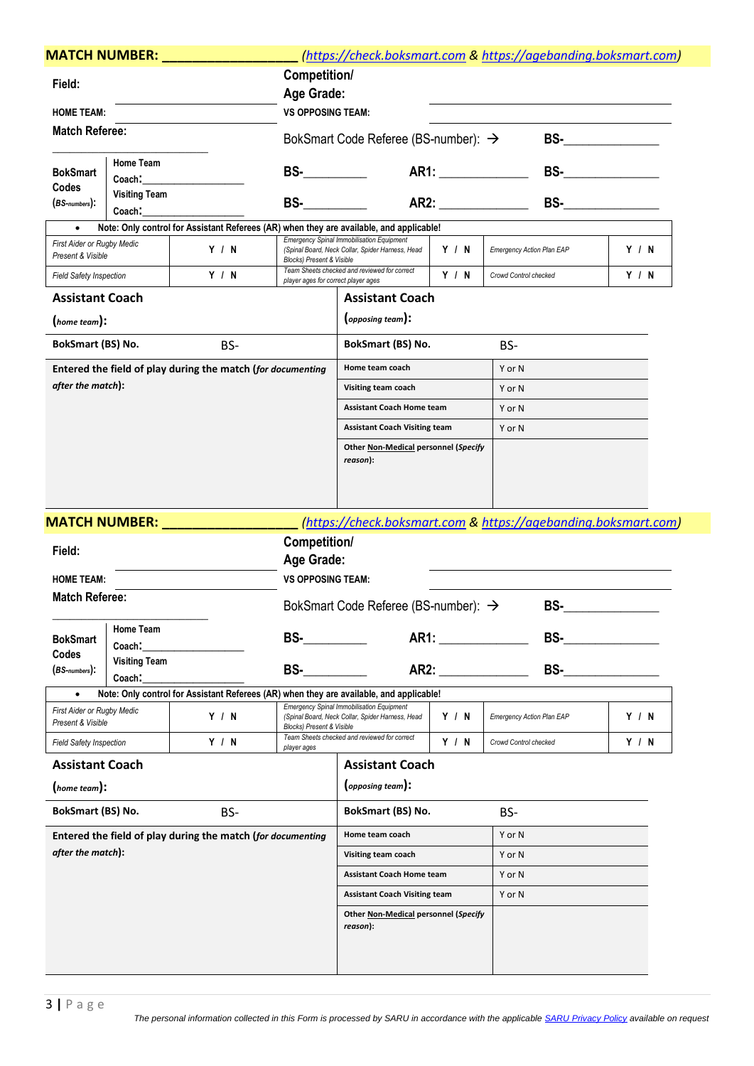**MATCH NUMBER: ___________________** (https://check.boksmart.com & https://agebanding.boksmart.com)

| | | | | | |
|---|---|---|---|---|---|
| **Field:** | | **Competition/ Age Grade:** | | | |
| **HOME TEAM:** | | **VS OPPOSING TEAM:** | | | |
| **Match Referee:** ______________________ | | BokSmart Code Referee (BS-number): → | | **BS-**______________ | |
| **BokSmart Codes** (*BS-numbers*): | **Home Team Coach:**________________ | **BS-**__________ | **AR1:** ______________ | **BS-**______________ | |
| | **Visiting Team Coach:**________________ | **BS-**__________ | **AR2:** ______________ | **BS-**______________ | |

- **Note: Only control for Assistant Referees (AR) when they are available, and applicable!**

| | | | | | |
|---|---|---|---|---|---|
| *First Aider or Rugby Medic Present & Visible* | **Y / N** | *Emergency Spinal Immobilisation Equipment (Spinal Board, Neck Collar, Spider Harness, Head Blocks) Present & Visible* | **Y / N** | *Emergency Action Plan EAP* | **Y / N** |
| *Field Safety Inspection* | **Y / N** | *Team Sheets checked and reviewed for correct player ages for correct player ages* | **Y / N** | *Crowd Control checked* | **Y / N** |

| | | | |
|---|---|---|---|
| **Assistant Coach** (*home team*): | | **Assistant Coach** (*opposing team*): | |
| **BokSmart (BS) No.** | BS- | **BokSmart (BS) No.** | BS- |
| **Entered the field of play during the match (*for documenting after the match*):** | | **Home team coach** | Y or N |
| | | **Visiting team coach** | Y or N |
| | | **Assistant Coach Home team** | Y or N |
| | | **Assistant Coach Visiting team** | Y or N |
| | | **Other Non-Medical personnel (*Specify reason*):** | |

**MATCH NUMBER: ___________________** (https://check.boksmart.com & https://agebanding.boksmart.com)

| | | | | | |
|---|---|---|---|---|---|
| **Field:** | | **Competition/ Age Grade:** | | | |
| **HOME TEAM:** | | **VS OPPOSING TEAM:** | | | |
| **Match Referee:** ______________________ | | BokSmart Code Referee (BS-number): → | | **BS-**______________ | |
| **BokSmart Codes** (*BS-numbers*): | **Home Team Coach:**________________ | **BS-**__________ | **AR1:** ______________ | **BS-**______________ | |
| | **Visiting Team Coach:**________________ | **BS-**__________ | **AR2:** ______________ | **BS-**______________ | |

- **Note: Only control for Assistant Referees (AR) when they are available, and applicable!**

| | | | | | |
|---|---|---|---|---|---|
| *First Aider or Rugby Medic Present & Visible* | **Y / N** | *Emergency Spinal Immobilisation Equipment (Spinal Board, Neck Collar, Spider Harness, Head Blocks) Present & Visible* | **Y / N** | *Emergency Action Plan EAP* | **Y / N** |
| *Field Safety Inspection* | **Y / N** | *Team Sheets checked and reviewed for correct player ages* | **Y / N** | *Crowd Control checked* | **Y / N** |

| | | | |
|---|---|---|---|
| **Assistant Coach** (*home team*): | | **Assistant Coach** (*opposing team*): | |
| **BokSmart (BS) No.** | BS- | **BokSmart (BS) No.** | BS- |
| **Entered the field of play during the match (*for documenting after the match*):** | | **Home team coach** | Y or N |
| | | **Visiting team coach** | Y or N |
| | | **Assistant Coach Home team** | Y or N |
| | | **Assistant Coach Visiting team** | Y or N |
| | | **Other Non-Medical personnel (*Specify reason*):** | |

*The personal information collected in this Form is processed by SARU in accordance with the applicable SARU Privacy Policy available on request*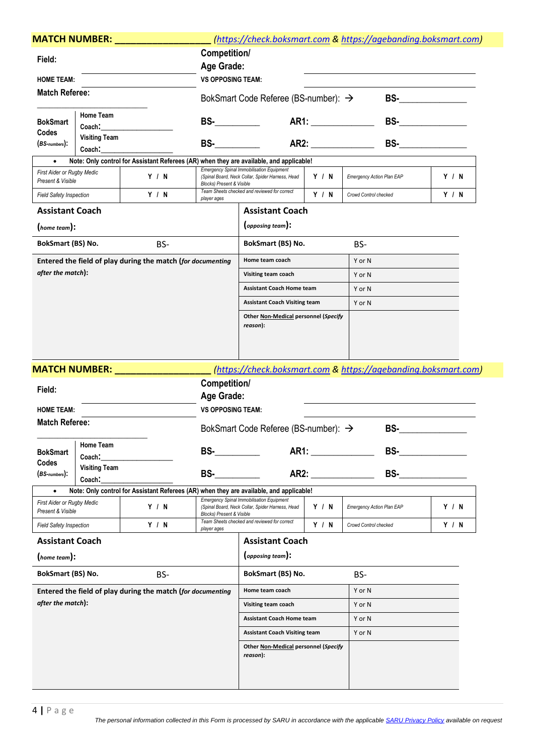**MATCH NUMBER: ___________________** *(https://check.boksmart.com & https://agebanding.boksmart.com)*

| Field: | | Competition/ Age Grade: | |
|---|---|---|---|
| HOME TEAM: | | VS OPPOSING TEAM: | |
| Match Referee: ___________________ | | BokSmart Code Referee (BS-number): → | BS-______________ |
| BokSmart Codes (BS-numbers): | Home Team Coach:__________________ | BS-__________ AR1: ______________ | BS-______________ |
| | Visiting Team Coach:__________________ | BS-__________ AR2: ______________ | BS-______________ |

- **Note: Only control for Assistant Referees (AR) when they are available, and applicable!**

| First Aider or Rugby Medic Present & Visible | Y / N | Emergency Spinal Immobilisation Equipment (Spinal Board, Neck Collar, Spider Harness, Head Blocks) Present & Visible | Y / N | Emergency Action Plan EAP | Y / N |
|---|---|---|---|---|---|
| Field Safety Inspection | Y / N | Team Sheets checked and reviewed for correct player ages | Y / N | Crowd Control checked | Y / N |

| Assistant Coach (*home team*): | | Assistant Coach (*opposing team*): | |
|---|---|---|---|
| BokSmart (BS) No. | BS- | BokSmart (BS) No. | BS- |
| Entered the field of play during the match (*for documenting after the match*): | | Home team coach | Y or N |
| | | Visiting team coach | Y or N |
| | | Assistant Coach Home team | Y or N |
| | | Assistant Coach Visiting team | Y or N |
| | | Other Non-Medical personnel (*Specify reason*): | |

**MATCH NUMBER: ___________________** *(https://check.boksmart.com & https://agebanding.boksmart.com)*

| Field: | | Competition/ Age Grade: | |
|---|---|---|---|
| HOME TEAM: | | VS OPPOSING TEAM: | |
| Match Referee: ___________________ | | BokSmart Code Referee (BS-number): → | BS-______________ |
| BokSmart Codes (BS-numbers): | Home Team Coach:__________________ | BS-__________ AR1: ______________ | BS-______________ |
| | Visiting Team Coach:__________________ | BS-__________ AR2: ______________ | BS-______________ |

- **Note: Only control for Assistant Referees (AR) when they are available, and applicable!**

| First Aider or Rugby Medic Present & Visible | Y / N | Emergency Spinal Immobilisation Equipment (Spinal Board, Neck Collar, Spider Harness, Head Blocks) Present & Visible | Y / N | Emergency Action Plan EAP | Y / N |
|---|---|---|---|---|---|
| Field Safety Inspection | Y / N | Team Sheets checked and reviewed for correct player ages | Y / N | Crowd Control checked | Y / N |

| Assistant Coach (*home team*): | | Assistant Coach (*opposing team*): | |
|---|---|---|---|
| BokSmart (BS) No. | BS- | BokSmart (BS) No. | BS- |
| Entered the field of play during the match (*for documenting after the match*): | | Home team coach | Y or N |
| | | Visiting team coach | Y or N |
| | | Assistant Coach Home team | Y or N |
| | | Assistant Coach Visiting team | Y or N |
| | | Other Non-Medical personnel (*Specify reason*): | |

*The personal information collected in this Form is processed by SARU in accordance with the applicable SARU Privacy Policy available on request*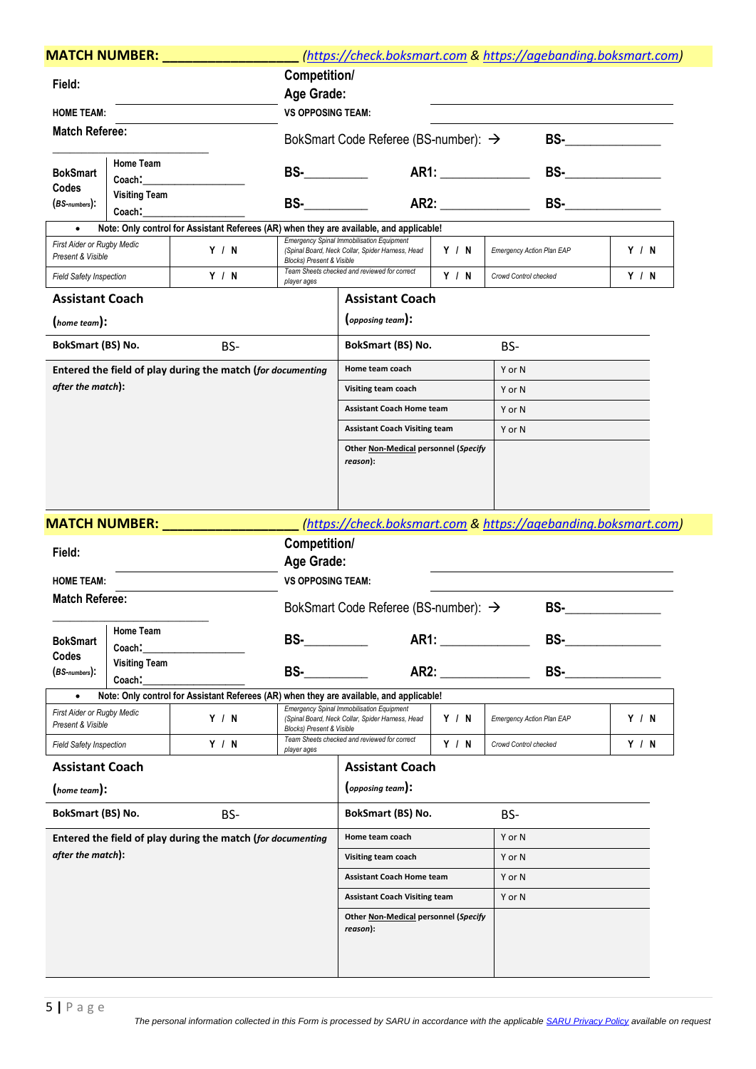**MATCH NUMBER: ___________________** *(https://check.boksmart.com & https://agebanding.boksmart.com)*

| | | | | | |
|---|---|---|---|---|---|
| **Field:** | | **Competition/ Age Grade:** | | | |
| **HOME TEAM:** | | **VS OPPOSING TEAM:** | | | |
| **Match Referee:** ____________________ | | BokSmart Code Referee (BS-number): → | | | **BS-**______________ |
| **BokSmart Codes** (*BS-numbers*): | **Home Team Coach:**__________________ | **BS-**__________ | **AR1:** ______________ | | **BS-**______________ |
| | **Visiting Team Coach:**__________________ | **BS-**__________ | **AR2:** ______________ | | **BS-**______________ |

- **Note: Only control for Assistant Referees (AR) when they are available, and applicable!**

| | | | | | |
|---|---|---|---|---|---|
| *First Aider or Rugby Medic Present & Visible* | **Y / N** | *Emergency Spinal Immobilisation Equipment (Spinal Board, Neck Collar, Spider Harness, Head Blocks) Present & Visible* | **Y / N** | *Emergency Action Plan EAP* | **Y / N** |
| *Field Safety Inspection* | **Y / N** | *Team Sheets checked and reviewed for correct player ages* | **Y / N** | *Crowd Control checked* | **Y / N** |

| | | | |
|---|---|---|---|
| **Assistant Coach** (*home team*): | | **Assistant Coach** (*opposing team*): | |
| **BokSmart (BS) No.** | BS- | **BokSmart (BS) No.** | BS- |
| **Entered the field of play during the match (*for documenting after the match*):** | | **Home team coach** | Y or N |
| | | **Visiting team coach** | Y or N |
| | | **Assistant Coach Home team** | Y or N |
| | | **Assistant Coach Visiting team** | Y or N |
| | | **Other Non-Medical personnel (*Specify reason*):** | |

**MATCH NUMBER: ___________________** *(https://check.boksmart.com & https://agebanding.boksmart.com)*

| | | | | | |
|---|---|---|---|---|---|
| **Field:** | | **Competition/ Age Grade:** | | | |
| **HOME TEAM:** | | **VS OPPOSING TEAM:** | | | |
| **Match Referee:** ____________________ | | BokSmart Code Referee (BS-number): → | | | **BS-**______________ |
| **BokSmart Codes** (*BS-numbers*): | **Home Team Coach:**__________________ | **BS-**__________ | **AR1:** ______________ | | **BS-**______________ |
| | **Visiting Team Coach:**__________________ | **BS-**__________ | **AR2:** ______________ | | **BS-**______________ |

- **Note: Only control for Assistant Referees (AR) when they are available, and applicable!**

| | | | | | |
|---|---|---|---|---|---|
| *First Aider or Rugby Medic Present & Visible* | **Y / N** | *Emergency Spinal Immobilisation Equipment (Spinal Board, Neck Collar, Spider Harness, Head Blocks) Present & Visible* | **Y / N** | *Emergency Action Plan EAP* | **Y / N** |
| *Field Safety Inspection* | **Y / N** | *Team Sheets checked and reviewed for correct player ages* | **Y / N** | *Crowd Control checked* | **Y / N** |

| | | | |
|---|---|---|---|
| **Assistant Coach** (*home team*): | | **Assistant Coach** (*opposing team*): | |
| **BokSmart (BS) No.** | BS- | **BokSmart (BS) No.** | BS- |
| **Entered the field of play during the match (*for documenting after the match*):** | | **Home team coach** | Y or N |
| | | **Visiting team coach** | Y or N |
| | | **Assistant Coach Home team** | Y or N |
| | | **Assistant Coach Visiting team** | Y or N |
| | | **Other Non-Medical personnel (*Specify reason*):** | |

*The personal information collected in this Form is processed by SARU in accordance with the applicable SARU Privacy Policy available on request*